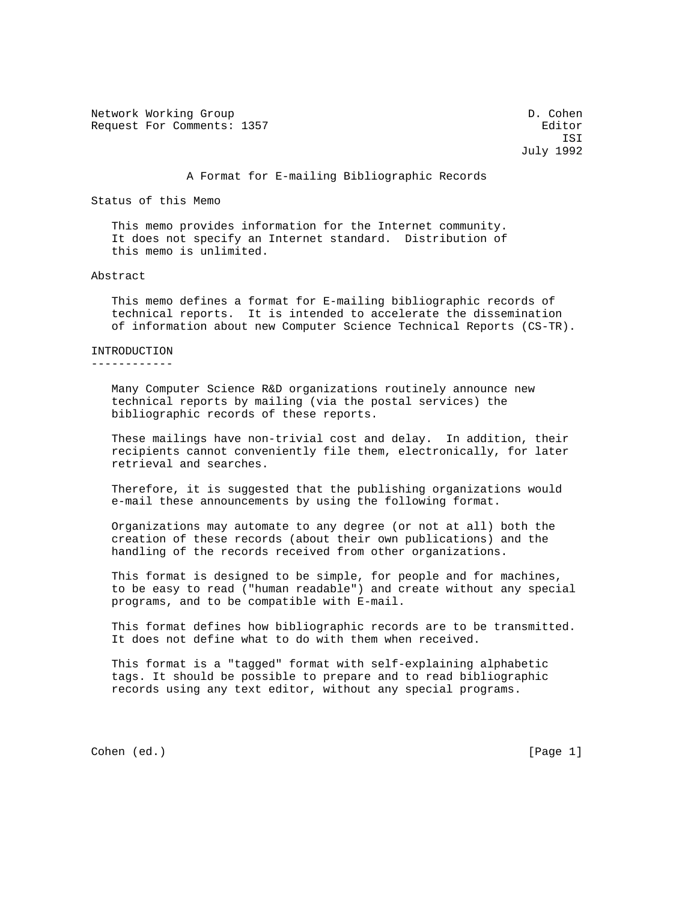Network Working Group D. Cohen
Request For Comments: 1357 Editor
ISI
July 1992

# A Format for E-mailing Bibliographic Records

## Status of this Memo

This memo provides information for the Internet community. It does not specify an Internet standard. Distribution of this memo is unlimited.

## Abstract

This memo defines a format for E-mailing bibliographic records of technical reports. It is intended to accelerate the dissemination of information about new Computer Science Technical Reports (CS-TR).

## INTRODUCTION

Many Computer Science R&D organizations routinely announce new technical reports by mailing (via the postal services) the bibliographic records of these reports.

These mailings have non-trivial cost and delay. In addition, their recipients cannot conveniently file them, electronically, for later retrieval and searches.

Therefore, it is suggested that the publishing organizations would e-mail these announcements by using the following format.

Organizations may automate to any degree (or not at all) both the creation of these records (about their own publications) and the handling of the records received from other organizations.

This format is designed to be simple, for people and for machines, to be easy to read ("human readable") and create without any special programs, and to be compatible with E-mail.

This format defines how bibliographic records are to be transmitted. It does not define what to do with them when received.

This format is a "tagged" format with self-explaining alphabetic tags. It should be possible to prepare and to read bibliographic records using any text editor, without any special programs.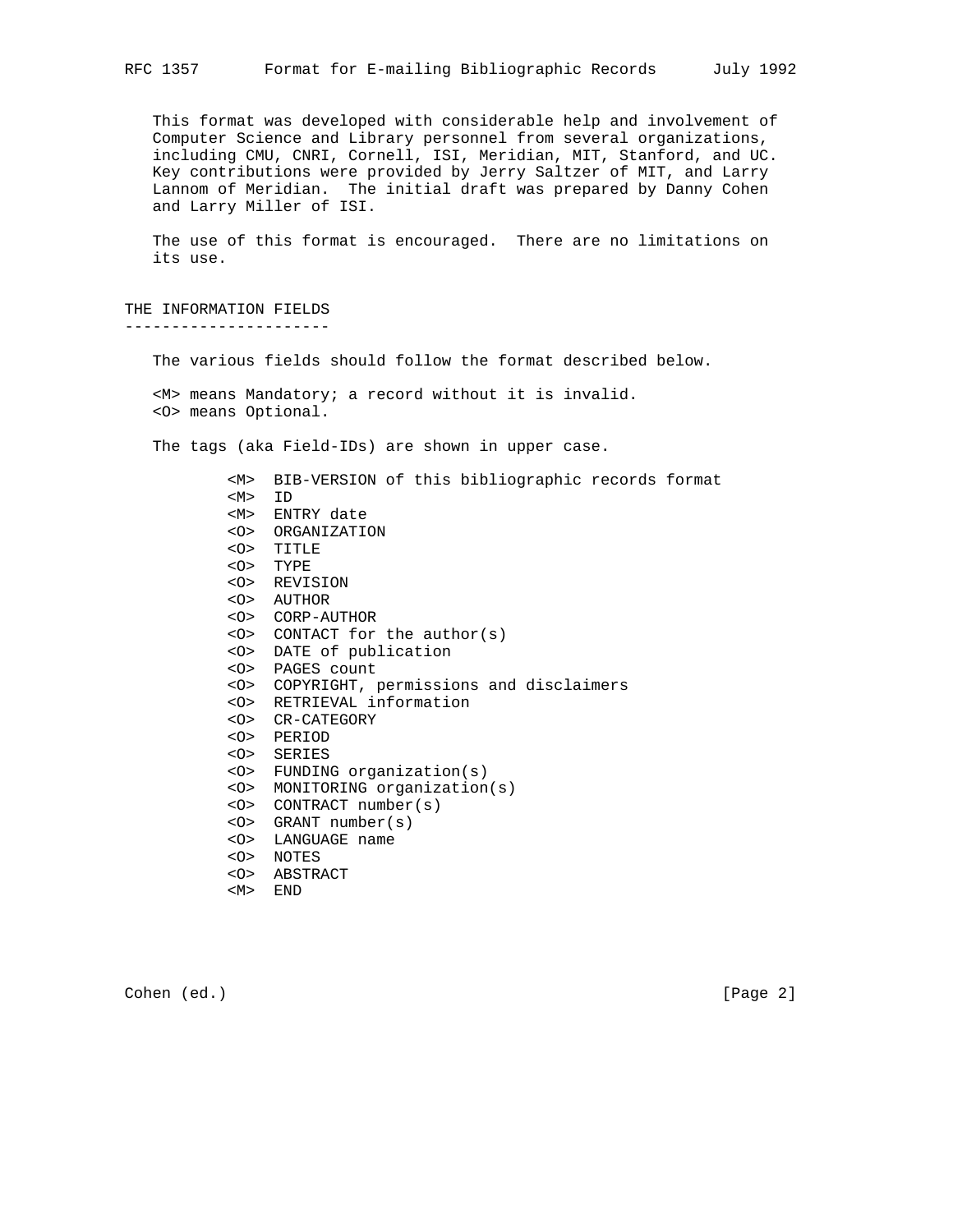This format was developed with considerable help and involvement of Computer Science and Library personnel from several organizations, including CMU, CNRI, Cornell, ISI, Meridian, MIT, Stanford, and UC. Key contributions were provided by Jerry Saltzer of MIT, and Larry Lannom of Meridian. The initial draft was prepared by Danny Cohen and Larry Miller of ISI.

The use of this format is encouraged. There are no limitations on its use.

## THE INFORMATION FIELDS

The various fields should follow the format described below.

<M> means Mandatory; a record without it is invalid.
<O> means Optional.

The tags (aka Field-IDs) are shown in upper case.

```
<M>  BIB-VERSION of this bibliographic records format
<M>  ID
<M>  ENTRY date
<O>  ORGANIZATION
<O>  TITLE
<O>  TYPE
<O>  REVISION
<O>  AUTHOR
<O>  CORP-AUTHOR
<O>  CONTACT for the author(s)
<O>  DATE of publication
<O>  PAGES count
<O>  COPYRIGHT, permissions and disclaimers
<O>  RETRIEVAL information
<O>  CR-CATEGORY
<O>  PERIOD
<O>  SERIES
<O>  FUNDING organization(s)
<O>  MONITORING organization(s)
<O>  CONTRACT number(s)
<O>  GRANT number(s)
<O>  LANGUAGE name
<O>  NOTES
<O>  ABSTRACT
<M>  END
```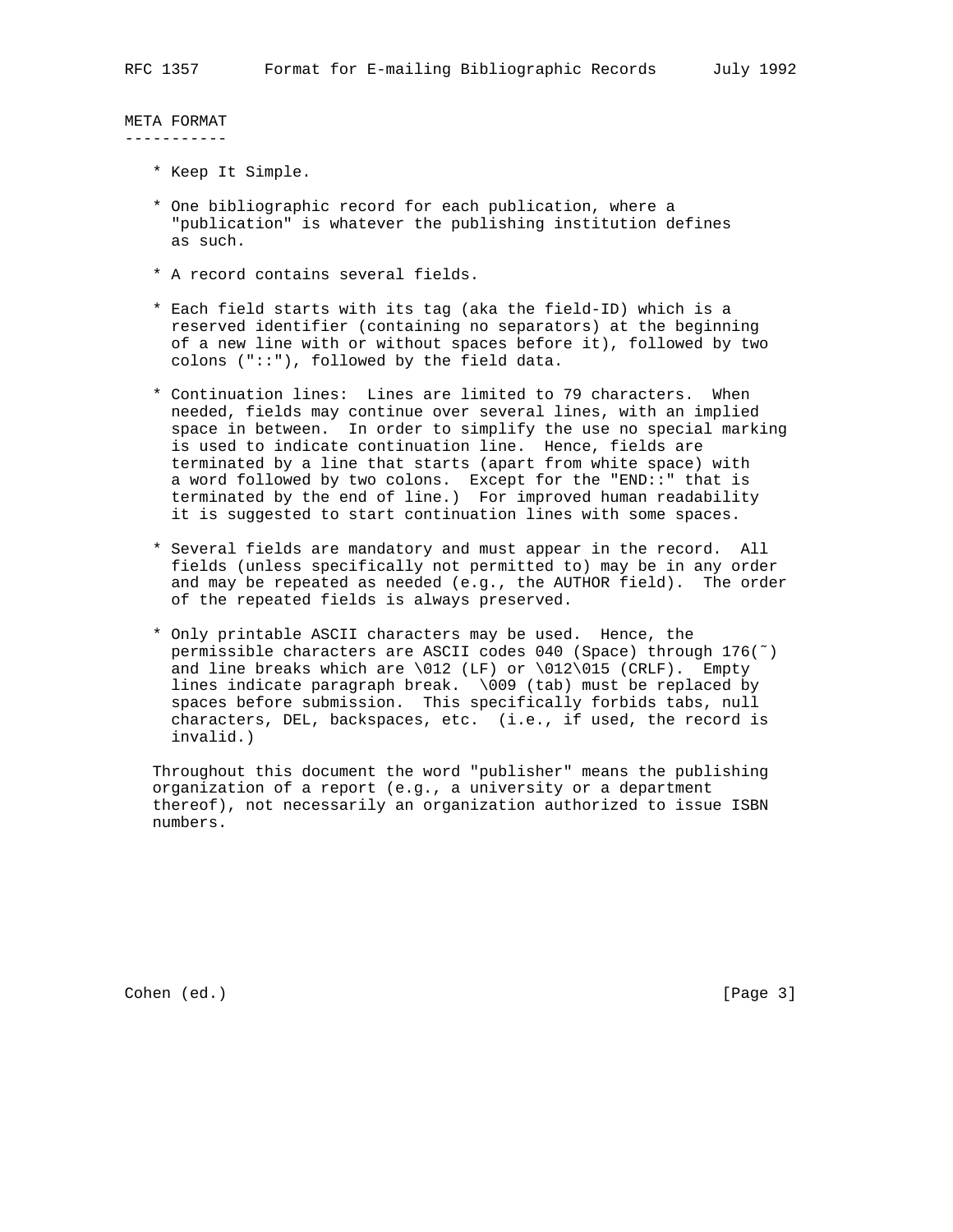## META FORMAT

* Keep It Simple.

* One bibliographic record for each publication, where a "publication" is whatever the publishing institution defines as such.

* A record contains several fields.

* Each field starts with its tag (aka the field-ID) which is a reserved identifier (containing no separators) at the beginning of a new line with or without spaces before it), followed by two colons ("::"), followed by the field data.

* Continuation lines: Lines are limited to 79 characters. When needed, fields may continue over several lines, with an implied space in between. In order to simplify the use no special marking is used to indicate continuation line. Hence, fields are terminated by a line that starts (apart from white space) with a word followed by two colons. Except for the "END::" that is terminated by the end of line.) For improved human readability it is suggested to start continuation lines with some spaces.

* Several fields are mandatory and must appear in the record. All fields (unless specifically not permitted to) may be in any order and may be repeated as needed (e.g., the AUTHOR field). The order of the repeated fields is always preserved.

* Only printable ASCII characters may be used. Hence, the permissible characters are ASCII codes 040 (Space) through 176(~) and line breaks which are \012 (LF) or \012\015 (CRLF). Empty lines indicate paragraph break. \009 (tab) must be replaced by spaces before submission. This specifically forbids tabs, null characters, DEL, backspaces, etc. (i.e., if used, the record is invalid.)

Throughout this document the word "publisher" means the publishing organization of a report (e.g., a university or a department thereof), not necessarily an organization authorized to issue ISBN numbers.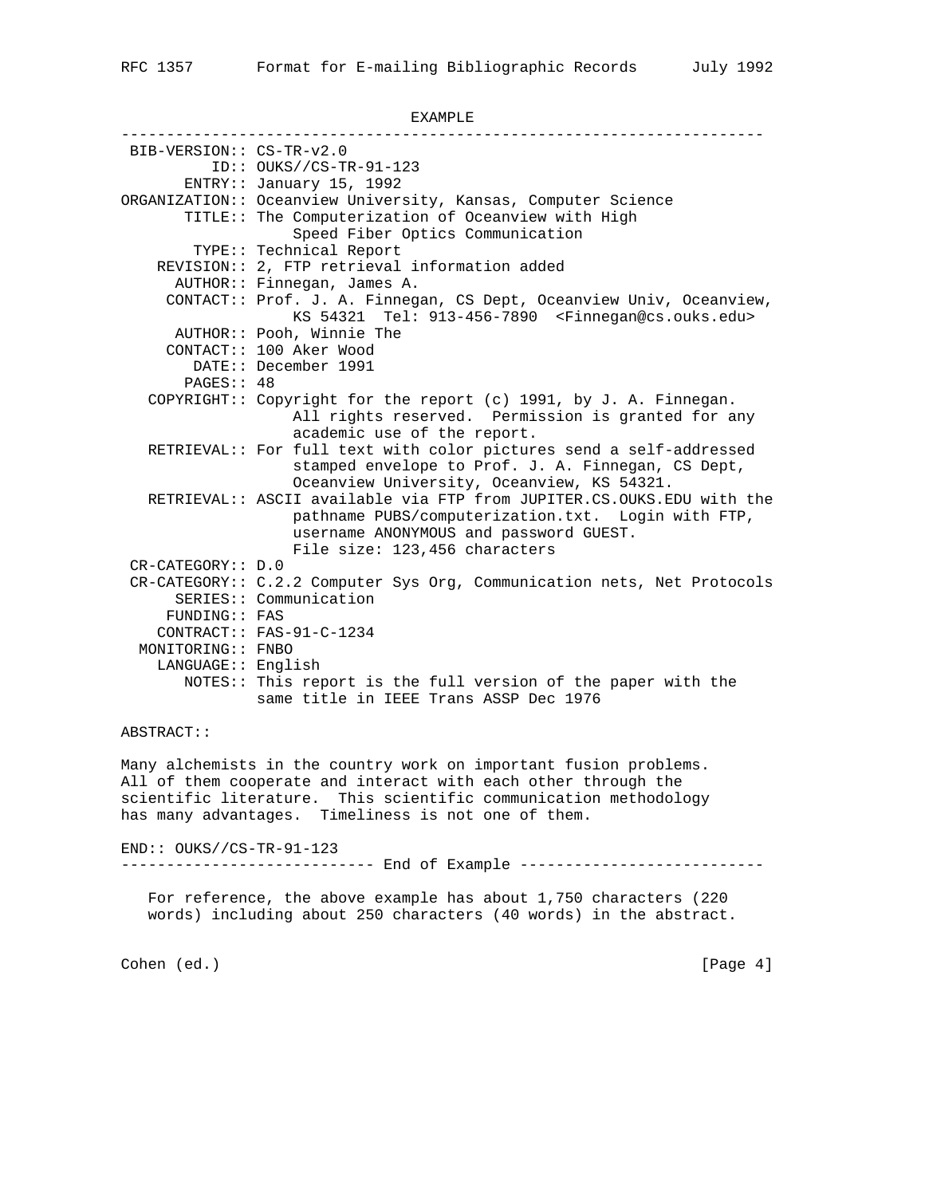EXAMPLE

```
----------------------------------------------------------------------
 BIB-VERSION:: CS-TR-v2.0
          ID:: OUKS//CS-TR-91-123
       ENTRY:: January 15, 1992
ORGANIZATION:: Oceanview University, Kansas, Computer Science
       TITLE:: The Computerization of Oceanview with High
                    Speed Fiber Optics Communication
        TYPE:: Technical Report
    REVISION:: 2, FTP retrieval information added
      AUTHOR:: Finnegan, James A.
     CONTACT:: Prof. J. A. Finnegan, CS Dept, Oceanview Univ, Oceanview,
                    KS 54321  Tel: 913-456-7890  <Finnegan@cs.ouks.edu>
      AUTHOR:: Pooh, Winnie The
     CONTACT:: 100 Aker Wood
        DATE:: December 1991
       PAGES:: 48
   COPYRIGHT:: Copyright for the report (c) 1991, by J. A. Finnegan.
                    All rights reserved.  Permission is granted for any
                    academic use of the report.
   RETRIEVAL:: For full text with color pictures send a self-addressed
                    stamped envelope to Prof. J. A. Finnegan, CS Dept,
                    Oceanview University, Oceanview, KS 54321.
   RETRIEVAL:: ASCII available via FTP from JUPITER.CS.OUKS.EDU with the
                    pathname PUBS/computerization.txt.  Login with FTP,
                    username ANONYMOUS and password GUEST.
                    File size: 123,456 characters
 CR-CATEGORY:: D.0
 CR-CATEGORY:: C.2.2 Computer Sys Org, Communication nets, Net Protocols
      SERIES:: Communication
     FUNDING:: FAS
    CONTRACT:: FAS-91-C-1234
  MONITORING:: FNBO
    LANGUAGE:: English
       NOTES:: This report is the full version of the paper with the
               same title in IEEE Trans ASSP Dec 1976

ABSTRACT::

Many alchemists in the country work on important fusion problems.
All of them cooperate and interact with each other through the
scientific literature.  This scientific communication methodology
has many advantages.  Timeliness is not one of them.

END:: OUKS//CS-TR-91-123
---------------------------- End of Example ---------------------------
```

For reference, the above example has about 1,750 characters (220 words) including about 250 characters (40 words) in the abstract.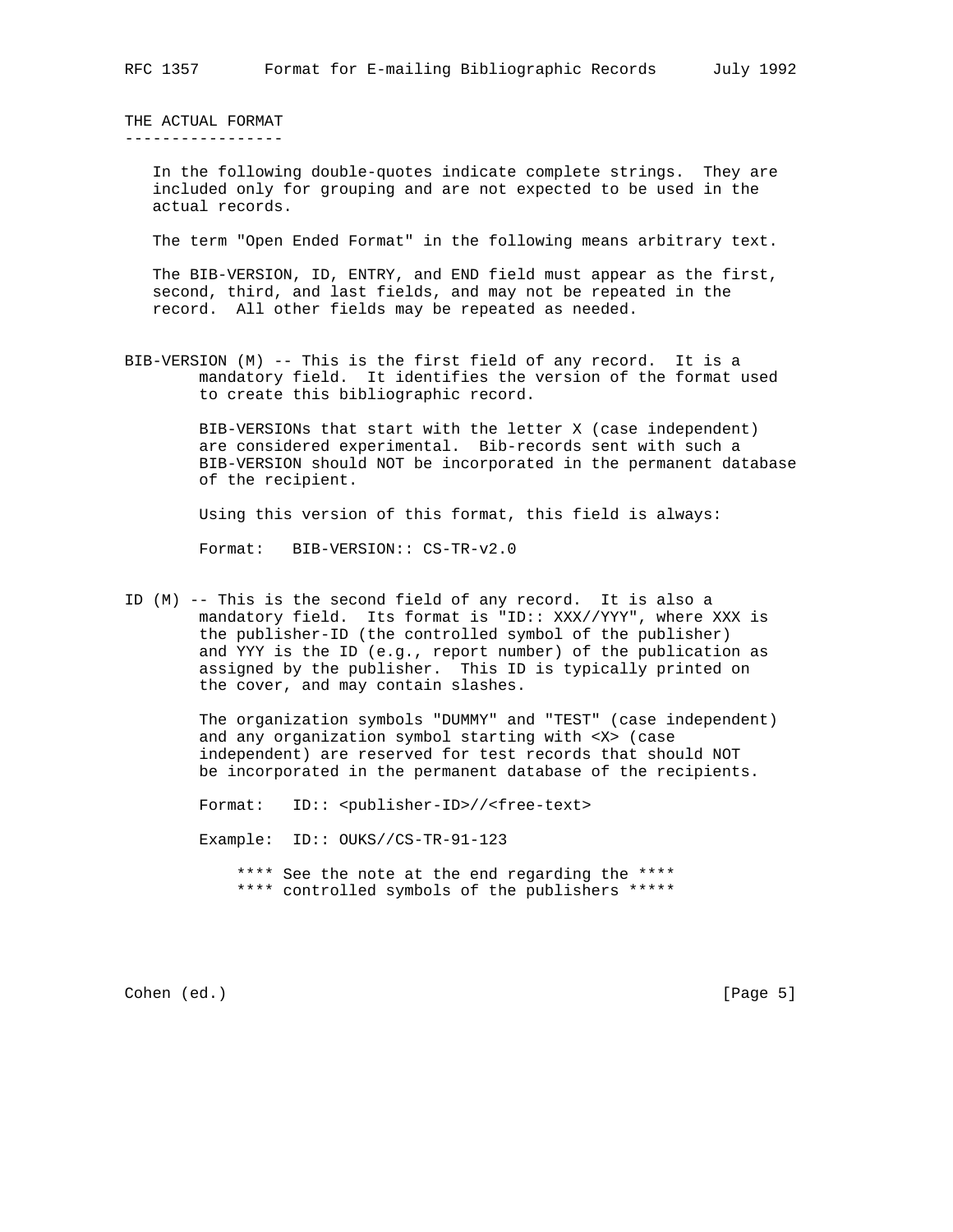## THE ACTUAL FORMAT

In the following double-quotes indicate complete strings. They are included only for grouping and are not expected to be used in the actual records.

The term "Open Ended Format" in the following means arbitrary text.

The BIB-VERSION, ID, ENTRY, and END field must appear as the first, second, third, and last fields, and may not be repeated in the record. All other fields may be repeated as needed.

BIB-VERSION (M) -- This is the first field of any record. It is a mandatory field. It identifies the version of the format used to create this bibliographic record.

BIB-VERSIONs that start with the letter X (case independent) are considered experimental. Bib-records sent with such a BIB-VERSION should NOT be incorporated in the permanent database of the recipient.

Using this version of this format, this field is always:

```
Format:   BIB-VERSION:: CS-TR-v2.0
```

ID (M) -- This is the second field of any record. It is also a mandatory field. Its format is "ID:: XXX//YYY", where XXX is the publisher-ID (the controlled symbol of the publisher) and YYY is the ID (e.g., report number) of the publication as assigned by the publisher. This ID is typically printed on the cover, and may contain slashes.

The organization symbols "DUMMY" and "TEST" (case independent) and any organization symbol starting with <X> (case independent) are reserved for test records that should NOT be incorporated in the permanent database of the recipients.

```
Format:   ID:: <publisher-ID>//<free-text>

Example:  ID:: OUKS//CS-TR-91-123
```

**** See the note at the end regarding the ****
**** controlled symbols of the publishers *****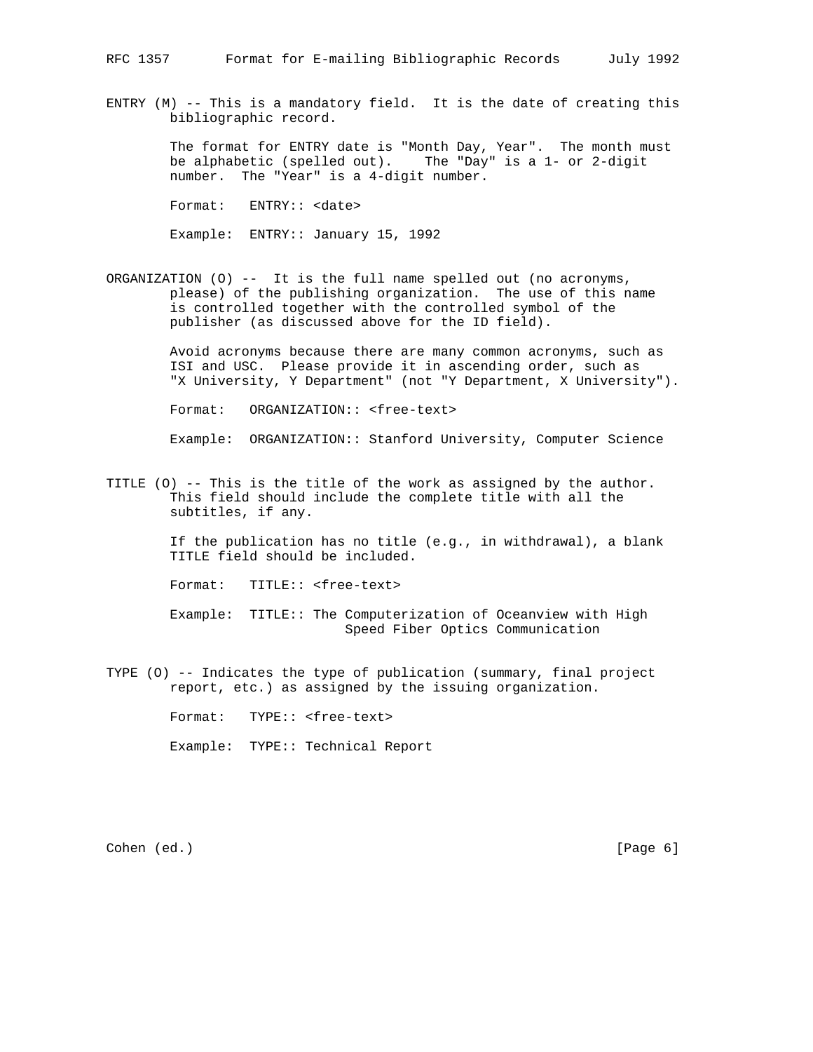ENTRY (M) -- This is a mandatory field. It is the date of creating this bibliographic record.

The format for ENTRY date is "Month Day, Year". The month must be alphabetic (spelled out). The "Day" is a 1- or 2-digit number. The "Year" is a 4-digit number.

```
Format:   ENTRY:: <date>

Example:  ENTRY:: January 15, 1992
```

ORGANIZATION (O) -- It is the full name spelled out (no acronyms, please) of the publishing organization. The use of this name is controlled together with the controlled symbol of the publisher (as discussed above for the ID field).

Avoid acronyms because there are many common acronyms, such as ISI and USC. Please provide it in ascending order, such as "X University, Y Department" (not "Y Department, X University").

```
Format:   ORGANIZATION:: <free-text>

Example:  ORGANIZATION:: Stanford University, Computer Science
```

TITLE (O) -- This is the title of the work as assigned by the author. This field should include the complete title with all the subtitles, if any.

If the publication has no title (e.g., in withdrawal), a blank TITLE field should be included.

```
Format:   TITLE:: <free-text>

Example:  TITLE:: The Computerization of Oceanview with High
                  Speed Fiber Optics Communication
```

TYPE (O) -- Indicates the type of publication (summary, final project report, etc.) as assigned by the issuing organization.

```
Format:   TYPE:: <free-text>

Example:  TYPE:: Technical Report
```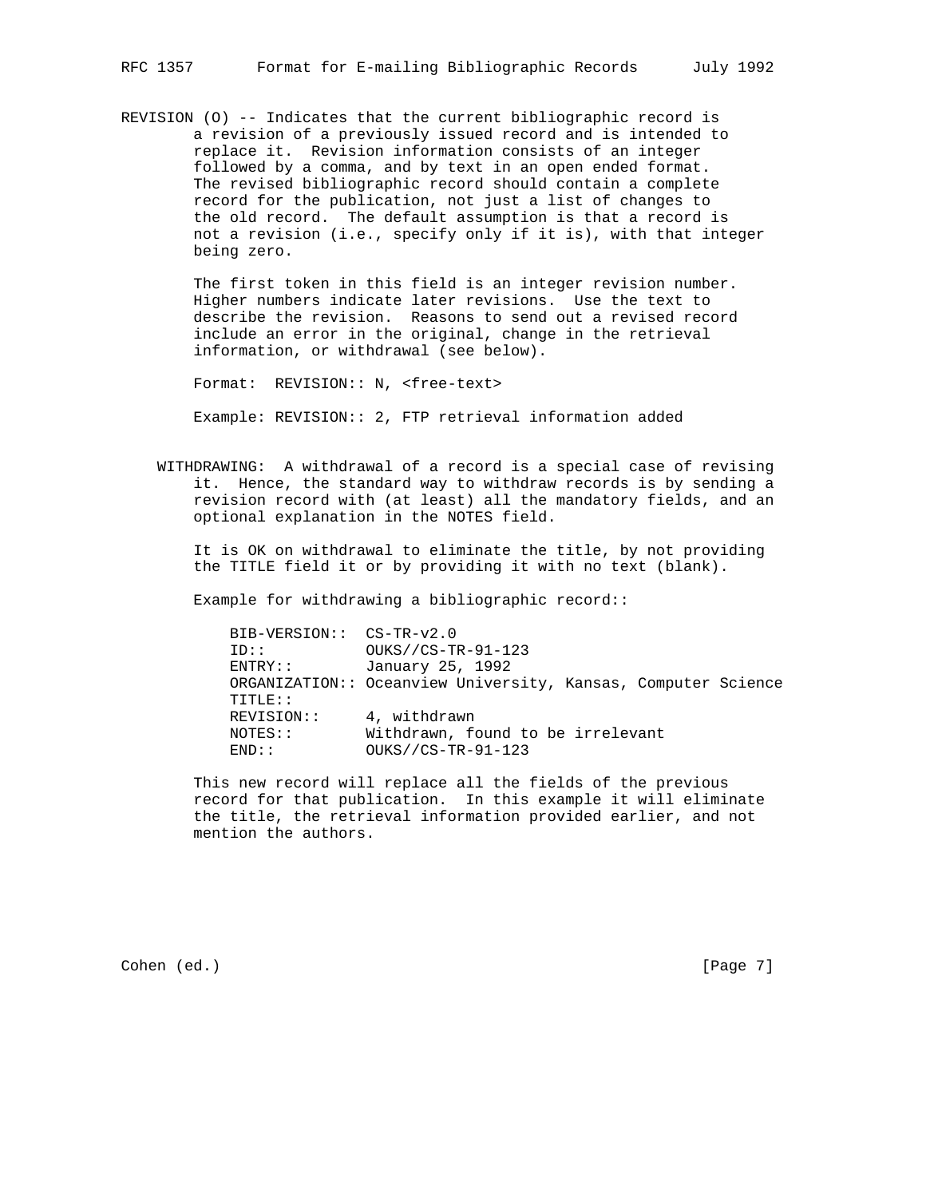REVISION (O) -- Indicates that the current bibliographic record is a revision of a previously issued record and is intended to replace it. Revision information consists of an integer followed by a comma, and by text in an open ended format. The revised bibliographic record should contain a complete record for the publication, not just a list of changes to the old record. The default assumption is that a record is not a revision (i.e., specify only if it is), with that integer being zero.

The first token in this field is an integer revision number. Higher numbers indicate later revisions. Use the text to describe the revision. Reasons to send out a revised record include an error in the original, change in the retrieval information, or withdrawal (see below).

Format:  REVISION:: N, <free-text>

Example: REVISION:: 2, FTP retrieval information added

WITHDRAWING:  A withdrawal of a record is a special case of revising it. Hence, the standard way to withdraw records is by sending a revision record with (at least) all the mandatory fields, and an optional explanation in the NOTES field.

It is OK on withdrawal to eliminate the title, by not providing the TITLE field it or by providing it with no text (blank).

Example for withdrawing a bibliographic record::

```
BIB-VERSION::  CS-TR-v2.0
ID::           OUKS//CS-TR-91-123
ENTRY::        January 25, 1992
ORGANIZATION:: Oceanview University, Kansas, Computer Science
TITLE::
REVISION::     4, withdrawn
NOTES::        Withdrawn, found to be irrelevant
END::          OUKS//CS-TR-91-123
```

This new record will replace all the fields of the previous record for that publication. In this example it will eliminate the title, the retrieval information provided earlier, and not mention the authors.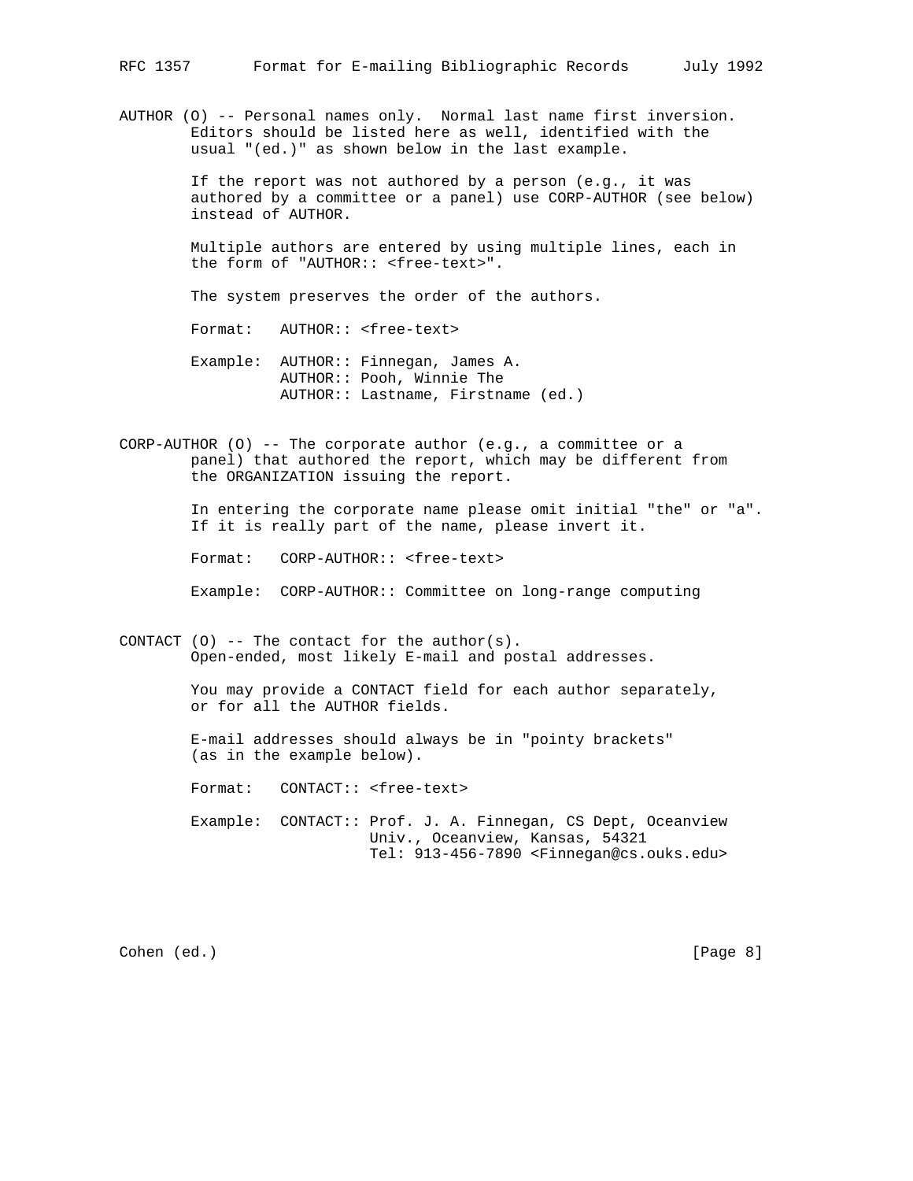AUTHOR (O) -- Personal names only.  Normal last name first inversion.
Editors should be listed here as well, identified with the usual "(ed.)" as shown below in the last example.

If the report was not authored by a person (e.g., it was authored by a committee or a panel) use CORP-AUTHOR (see below) instead of AUTHOR.

Multiple authors are entered by using multiple lines, each in the form of "AUTHOR:: <free-text>".

The system preserves the order of the authors.

```
Format:   AUTHOR:: <free-text>

Example:  AUTHOR:: Finnegan, James A.
          AUTHOR:: Pooh, Winnie The
          AUTHOR:: Lastname, Firstname (ed.)
```

CORP-AUTHOR (O) -- The corporate author (e.g., a committee or a panel) that authored the report, which may be different from the ORGANIZATION issuing the report.

In entering the corporate name please omit initial "the" or "a". If it is really part of the name, please invert it.

```
Format:   CORP-AUTHOR:: <free-text>

Example:  CORP-AUTHOR:: Committee on long-range computing
```

CONTACT (O) -- The contact for the author(s).
Open-ended, most likely E-mail and postal addresses.

You may provide a CONTACT field for each author separately, or for all the AUTHOR fields.

E-mail addresses should always be in "pointy brackets" (as in the example below).

```
Format:   CONTACT:: <free-text>

Example:  CONTACT:: Prof. J. A. Finnegan, CS Dept, Oceanview
                    Univ., Oceanview, Kansas, 54321
                    Tel: 913-456-7890 <Finnegan@cs.ouks.edu>
```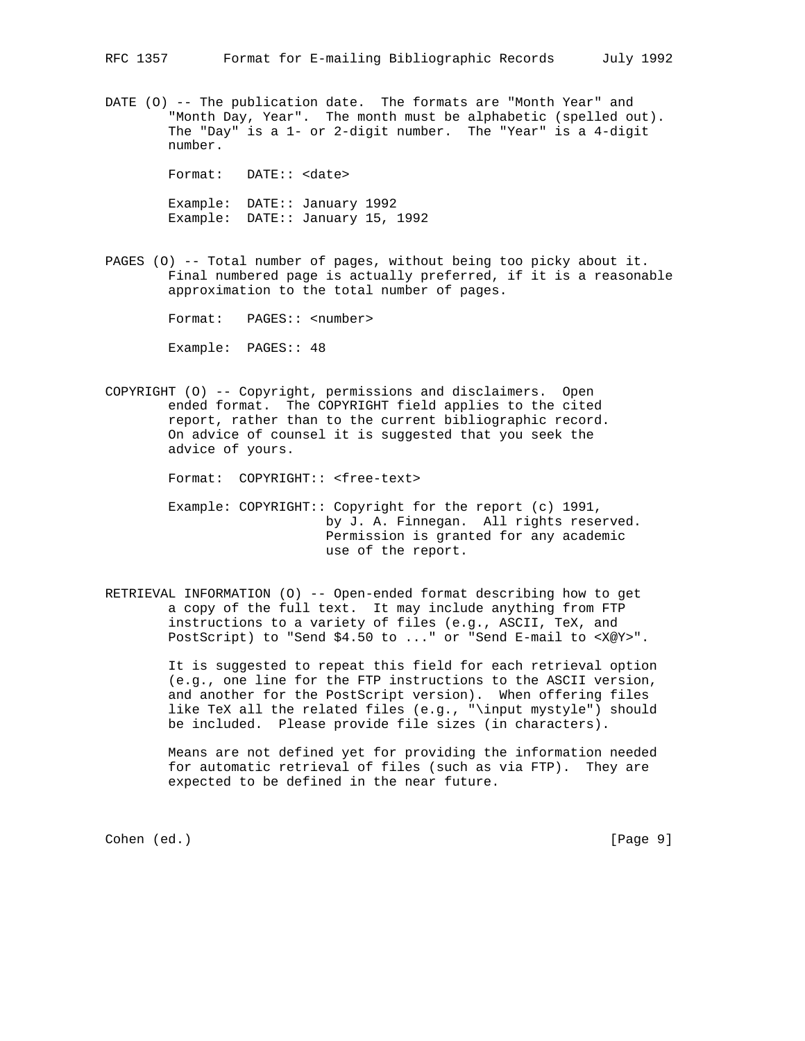DATE (O) -- The publication date. The formats are "Month Year" and "Month Day, Year". The month must be alphabetic (spelled out). The "Day" is a 1- or 2-digit number. The "Year" is a 4-digit number.

```
Format:   DATE:: <date>

Example:  DATE:: January 1992
Example:  DATE:: January 15, 1992
```

PAGES (O) -- Total number of pages, without being too picky about it. Final numbered page is actually preferred, if it is a reasonable approximation to the total number of pages.

```
Format:   PAGES:: <number>

Example:  PAGES:: 48
```

COPYRIGHT (O) -- Copyright, permissions and disclaimers. Open ended format. The COPYRIGHT field applies to the cited report, rather than to the current bibliographic record. On advice of counsel it is suggested that you seek the advice of yours.

```
Format:  COPYRIGHT:: <free-text>

Example: COPYRIGHT:: Copyright for the report (c) 1991,
                     by J. A. Finnegan.  All rights reserved.
                     Permission is granted for any academic
                     use of the report.
```

RETRIEVAL INFORMATION (O) -- Open-ended format describing how to get a copy of the full text. It may include anything from FTP instructions to a variety of files (e.g., ASCII, TeX, and PostScript) to "Send $4.50 to ..." or "Send E-mail to <X@Y>".

It is suggested to repeat this field for each retrieval option (e.g., one line for the FTP instructions to the ASCII version, and another for the PostScript version). When offering files like TeX all the related files (e.g., "\input mystyle") should be included. Please provide file sizes (in characters).

Means are not defined yet for providing the information needed for automatic retrieval of files (such as via FTP). They are expected to be defined in the near future.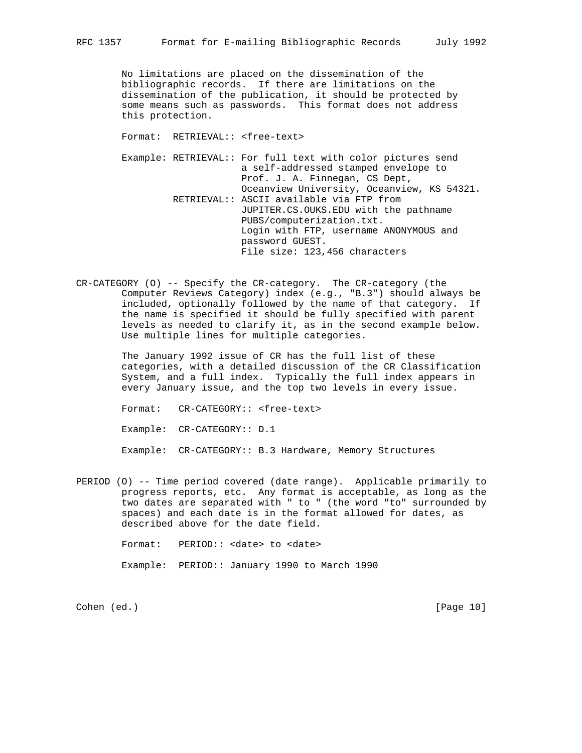No limitations are placed on the dissemination of the bibliographic records. If there are limitations on the dissemination of the publication, it should be protected by some means such as passwords. This format does not address this protection.

```
Format:  RETRIEVAL:: <free-text>

Example: RETRIEVAL:: For full text with color pictures send
                     a self-addressed stamped envelope to
                     Prof. J. A. Finnegan, CS Dept,
                     Oceanview University, Oceanview, KS 54321.
         RETRIEVAL:: ASCII available via FTP from
                     JUPITER.CS.OUKS.EDU with the pathname
                     PUBS/computerization.txt.
                     Login with FTP, username ANONYMOUS and
                     password GUEST.
                     File size: 123,456 characters
```

CR-CATEGORY (O) -- Specify the CR-category. The CR-category (the Computer Reviews Category) index (e.g., "B.3") should always be included, optionally followed by the name of that category. If the name is specified it should be fully specified with parent levels as needed to clarify it, as in the second example below. Use multiple lines for multiple categories.

The January 1992 issue of CR has the full list of these categories, with a detailed discussion of the CR Classification System, and a full index. Typically the full index appears in every January issue, and the top two levels in every issue.

```
Format:   CR-CATEGORY:: <free-text>

Example:  CR-CATEGORY:: D.1

Example:  CR-CATEGORY:: B.3 Hardware, Memory Structures
```

PERIOD (O) -- Time period covered (date range). Applicable primarily to progress reports, etc. Any format is acceptable, as long as the two dates are separated with " to " (the word "to" surrounded by spaces) and each date is in the format allowed for dates, as described above for the date field.

```
Format:   PERIOD:: <date> to <date>

Example:  PERIOD:: January 1990 to March 1990
```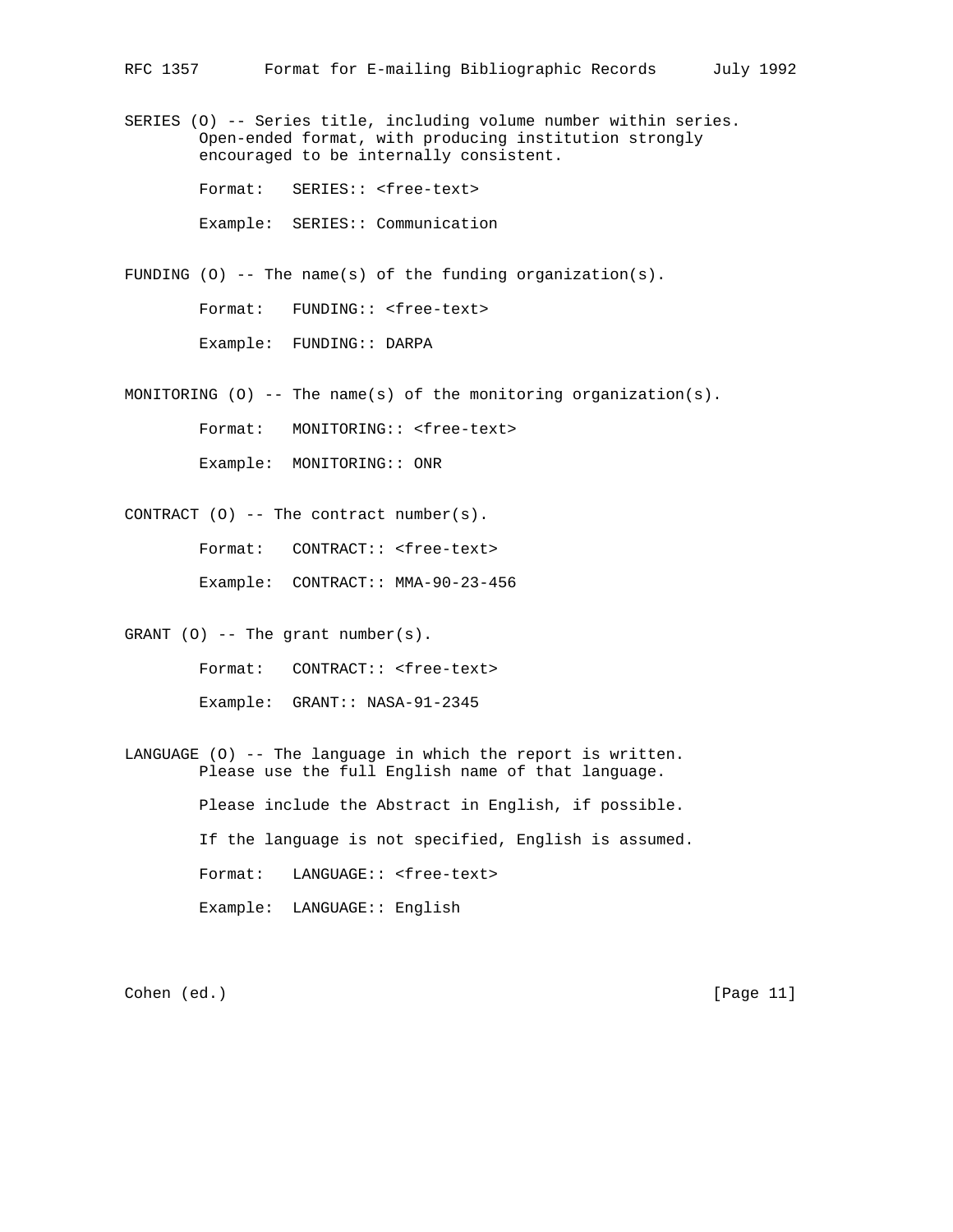SERIES (O) -- Series title, including volume number within series. Open-ended format, with producing institution strongly encouraged to be internally consistent.

```
Format:   SERIES:: <free-text>

Example:  SERIES:: Communication
```

FUNDING (O) -- The name(s) of the funding organization(s).

```
Format:   FUNDING:: <free-text>

Example:  FUNDING:: DARPA
```

MONITORING (O) -- The name(s) of the monitoring organization(s).

```
Format:   MONITORING:: <free-text>

Example:  MONITORING:: ONR
```

CONTRACT (O) -- The contract number(s).

```
Format:   CONTRACT:: <free-text>

Example:  CONTRACT:: MMA-90-23-456
```

GRANT (O) -- The grant number(s).

```
Format:   CONTRACT:: <free-text>

Example:  GRANT:: NASA-91-2345
```

LANGUAGE (O) -- The language in which the report is written. Please use the full English name of that language.

Please include the Abstract in English, if possible.

If the language is not specified, English is assumed.

```
Format:   LANGUAGE:: <free-text>

Example:  LANGUAGE:: English
```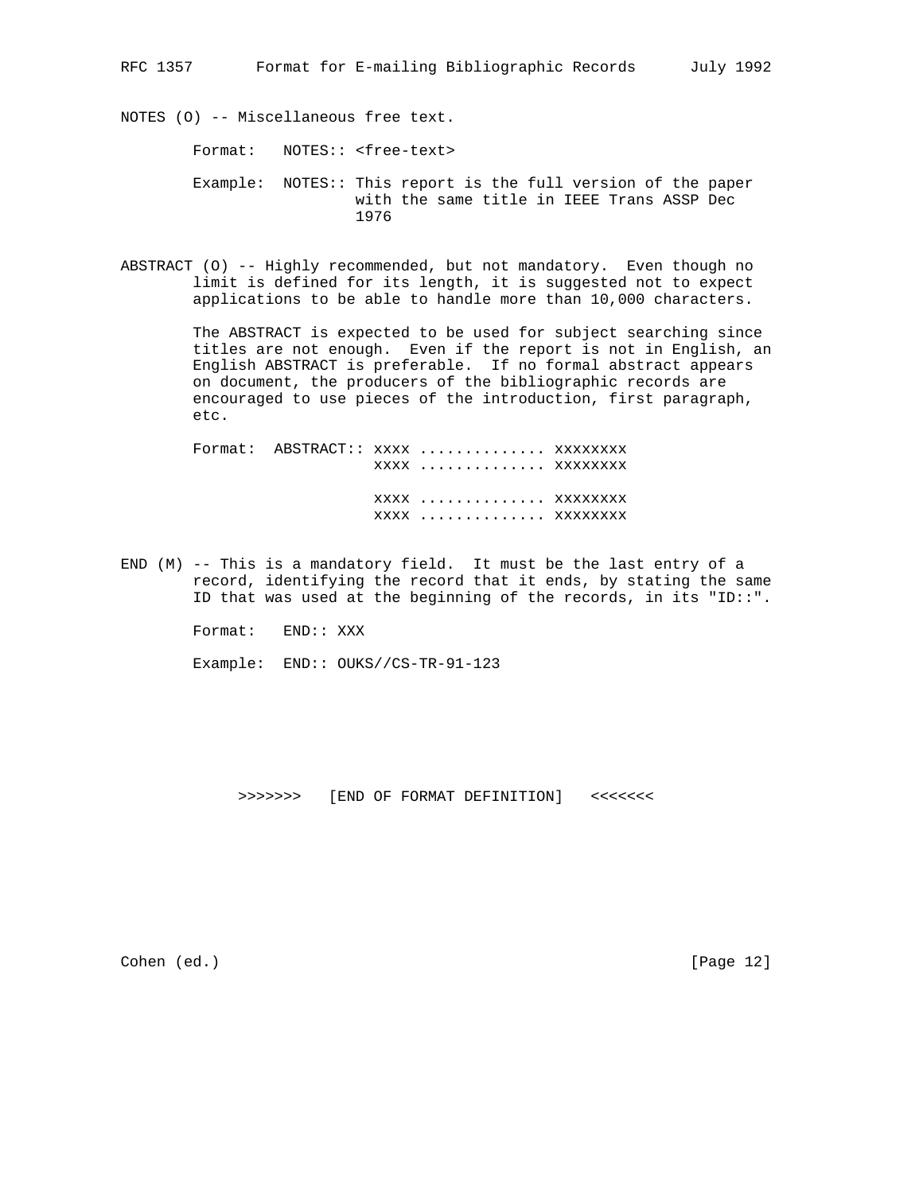NOTES (O) -- Miscellaneous free text.

```
Format:   NOTES:: <free-text>

Example:  NOTES:: This report is the full version of the paper
                  with the same title in IEEE Trans ASSP Dec
                  1976
```

ABSTRACT (O) -- Highly recommended, but not mandatory. Even though no limit is defined for its length, it is suggested not to expect applications to be able to handle more than 10,000 characters.

The ABSTRACT is expected to be used for subject searching since titles are not enough. Even if the report is not in English, an English ABSTRACT is preferable. If no formal abstract appears on document, the producers of the bibliographic records are encouraged to use pieces of the introduction, first paragraph, etc.

```
Format:  ABSTRACT:: xxxx .............. xxxxxxxx
                    xxxx .............. xxxxxxxx

                    xxxx .............. xxxxxxxx
                    xxxx .............. xxxxxxxx
```

END (M) -- This is a mandatory field. It must be the last entry of a record, identifying the record that it ends, by stating the same ID that was used at the beginning of the records, in its "ID::".

```
Format:   END:: XXX

Example:  END:: OUKS//CS-TR-91-123
```

>>>>>>> [END OF FORMAT DEFINITION] <<<<<<<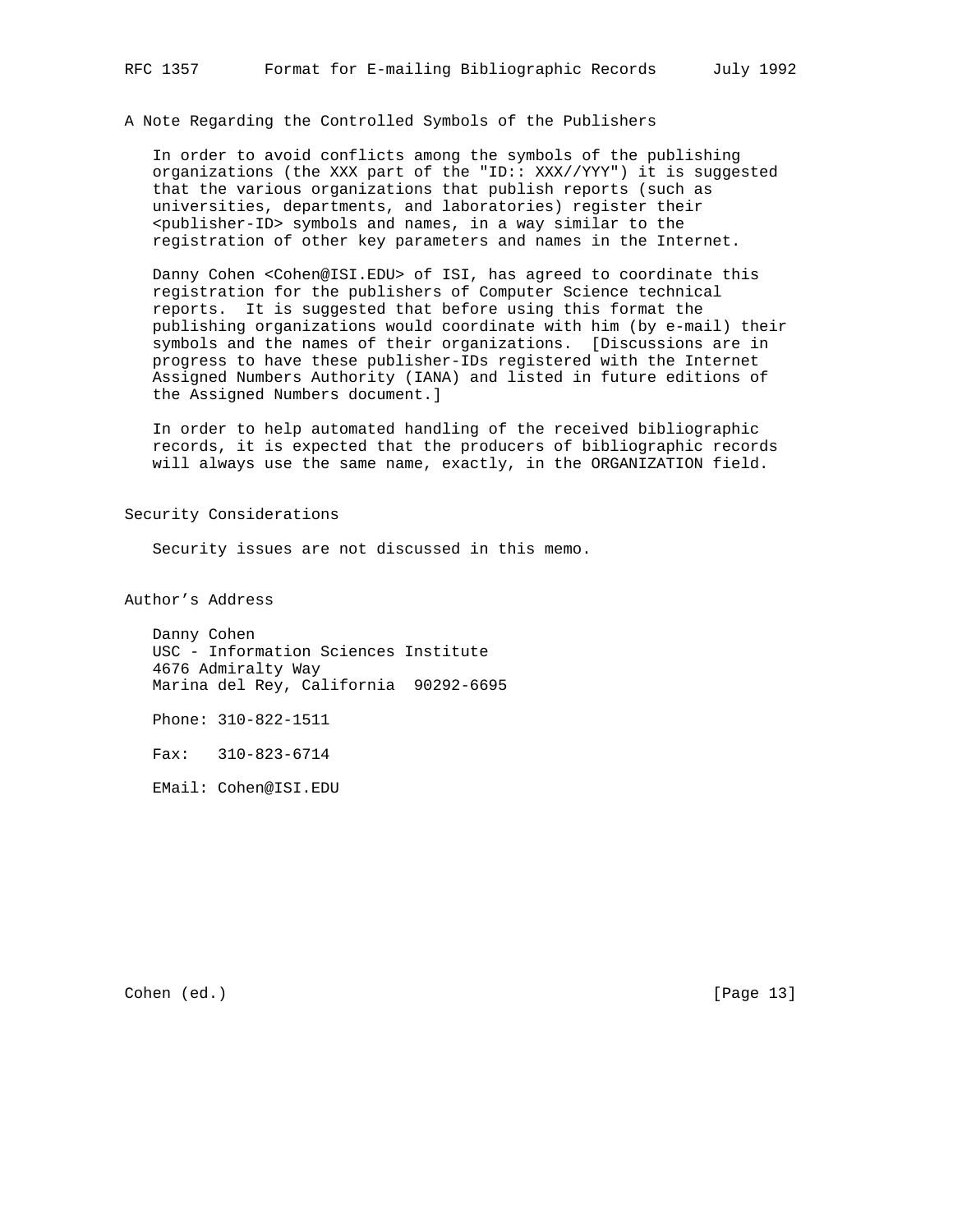## A Note Regarding the Controlled Symbols of the Publishers

In order to avoid conflicts among the symbols of the publishing organizations (the XXX part of the "ID:: XXX//YYY") it is suggested that the various organizations that publish reports (such as universities, departments, and laboratories) register their <publisher-ID> symbols and names, in a way similar to the registration of other key parameters and names in the Internet.

Danny Cohen <Cohen@ISI.EDU> of ISI, has agreed to coordinate this registration for the publishers of Computer Science technical reports. It is suggested that before using this format the publishing organizations would coordinate with him (by e-mail) their symbols and the names of their organizations. [Discussions are in progress to have these publisher-IDs registered with the Internet Assigned Numbers Authority (IANA) and listed in future editions of the Assigned Numbers document.]

In order to help automated handling of the received bibliographic records, it is expected that the producers of bibliographic records will always use the same name, exactly, in the ORGANIZATION field.

## Security Considerations

Security issues are not discussed in this memo.

## Author's Address

Danny Cohen
USC - Information Sciences Institute
4676 Admiralty Way
Marina del Rey, California 90292-6695

Phone: 310-822-1511

Fax: 310-823-6714

EMail: Cohen@ISI.EDU